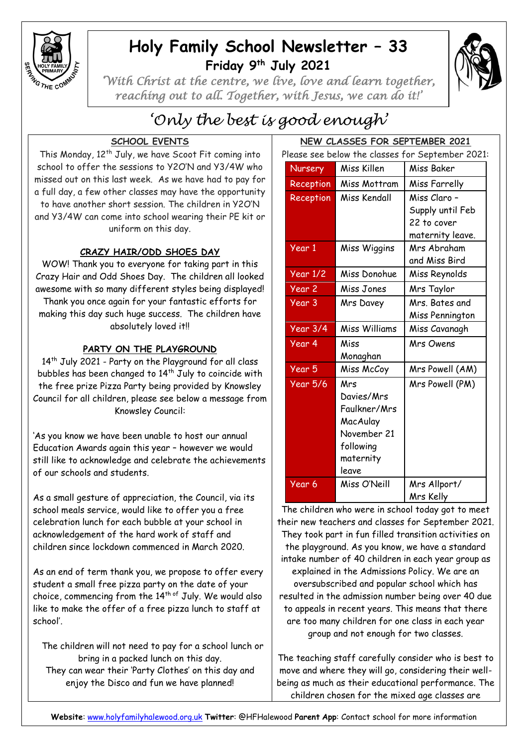# Holy Family School Newsletter – 33

## Friday 9th July 2021

*'With Christ at the centre, we live, love and learn together, reaching out to all. Together, with Jesus, we can do it!'*

## *'Only the best is good enough'*

### SCHOOL EVENTS

This Monday, 12th July, we have Scoot Fit coming into school to offer the sessions to Y2O'N and Y3/4W who missed out on this last week. As we have had to pay for a full day, a few other classes may have the opportunity to have another short session. The children in Y2O'N and Y3/4W can come into school wearing their PE kit or uniform on this day.

### CRAZY HAIR/ODD SHOES DAY

WOW! Thank you to everyone for taking part in this Crazy Hair and Odd Shoes Day. The children all looked awesome with so many different styles being displayed! Thank you once again for your fantastic efforts for making this day such huge success. The children have absolutely loved it!!

### PARTY ON THE PLAYGROUND

14th July 2021 - Party on the Playground for all class bubbles has been changed to 14th July to coincide with the free prize Pizza Party being provided by Knowsley Council for all children, please see below a message from Knowsley Council:

'As you know we have been unable to host our annual Education Awards again this year – however we would still like to acknowledge and celebrate the achievements of our schools and students.

As a small gesture of appreciation, the Council, via its school meals service, would like to offer you a free celebration lunch for each bubble at your school in acknowledgement of the hard work of staff and children since lockdown commenced in March 2020.

As an end of term thank you, we propose to offer every student a small free pizza party on the date of your choice, commencing from the 14th of July. We would also like to make the offer of a free pizza lunch to staff at school'.

The children will not need to pay for a school lunch or bring in a packed lunch on this day.
They can wear their 'Party Clothes' on this day and enjoy the Disco and fun we have planned!

### NEW CLASSES FOR SEPTEMBER 2021

Please see below the classes for September 2021:

| | | |
|---|---|---|
| Nursery | Miss Killen | Miss Baker |
| Reception | Miss Mottram | Miss Farrelly |
| Reception | Miss Kendall | Miss Claro – Supply until Feb 22 to cover maternity leave. |
| Year 1 | Miss Wiggins | Mrs Abraham and Miss Bird |
| Year 1/2 | Miss Donohue | Miss Reynolds |
| Year 2 | Miss Jones | Mrs Taylor |
| Year 3 | Mrs Davey | Mrs. Bates and Miss Pennington |
| Year 3/4 | Miss Williams | Miss Cavanagh |
| Year 4 | Miss Monaghan | Mrs Owens |
| Year 5 | Miss McCoy | Mrs Powell (AM) |
| Year 5/6 | Mrs Davies/Mrs Faulkner/Mrs MacAulay November 21 following maternity leave | Mrs Powell (PM) |
| Year 6 | Miss O'Neill | Mrs Allport/ Mrs Kelly |

The children who were in school today got to meet their new teachers and classes for September 2021. They took part in fun filled transition activities on the playground. As you know, we have a standard intake number of 40 children in each year group as explained in the Admissions Policy. We are an oversubscribed and popular school which has resulted in the admission number being over 40 due to appeals in recent years. This means that there are too many children for one class in each year group and not enough for two classes.

The teaching staff carefully consider who is best to move and where they will go, considering their well-being as much as their educational performance. The children chosen for the mixed age classes are

**Website**: www.holyfamilyhalewood.org.uk **Twitter**: @HFHalewood **Parent App**: Contact school for more information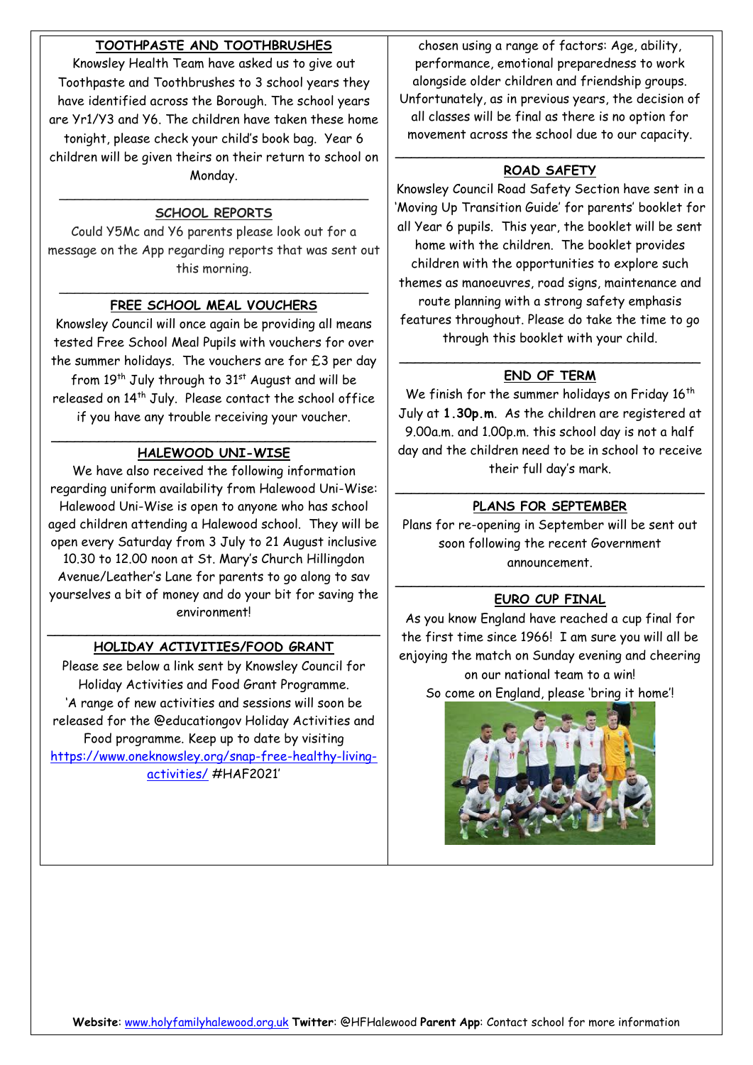## TOOTHPASTE AND TOOTHBRUSHES

Knowsley Health Team have asked us to give out Toothpaste and Toothbrushes to 3 school years they have identified across the Borough. The school years are Yr1/Y3 and Y6. The children have taken these home tonight, please check your child's book bag. Year 6 children will be given theirs on their return to school on Monday.

## SCHOOL REPORTS

Could Y5Mc and Y6 parents please look out for a message on the App regarding reports that was sent out this morning.

## FREE SCHOOL MEAL VOUCHERS

Knowsley Council will once again be providing all means tested Free School Meal Pupils with vouchers for over the summer holidays. The vouchers are for £3 per day from 19th July through to 31st August and will be released on 14th July. Please contact the school office if you have any trouble receiving your voucher.

## HALEWOOD UNI-WISE

We have also received the following information regarding uniform availability from Halewood Uni-Wise: Halewood Uni-Wise is open to anyone who has school aged children attending a Halewood school. They will be open every Saturday from 3 July to 21 August inclusive 10.30 to 12.00 noon at St. Mary's Church Hillingdon Avenue/Leather's Lane for parents to go along to sav yourselves a bit of money and do your bit for saving the environment!

## HOLIDAY ACTIVITIES/FOOD GRANT

Please see below a link sent by Knowsley Council for Holiday Activities and Food Grant Programme.

'A range of new activities and sessions will soon be released for the @educationgov Holiday Activities and Food programme. Keep up to date by visiting https://www.oneknowsley.org/snap-free-healthy-living-activities/ #HAF2021'

chosen using a range of factors: Age, ability, performance, emotional preparedness to work alongside older children and friendship groups. Unfortunately, as in previous years, the decision of all classes will be final as there is no option for movement across the school due to our capacity.

## ROAD SAFETY

Knowsley Council Road Safety Section have sent in a 'Moving Up Transition Guide' for parents' booklet for all Year 6 pupils. This year, the booklet will be sent home with the children. The booklet provides children with the opportunities to explore such themes as manoeuvres, road signs, maintenance and route planning with a strong safety emphasis features throughout. Please do take the time to go through this booklet with your child.

## END OF TERM

We finish for the summer holidays on Friday 16th July at **1.30p.m**. As the children are registered at 9.00a.m. and 1.00p.m. this school day is not a half day and the children need to be in school to receive their full day's mark.

## PLANS FOR SEPTEMBER

Plans for re-opening in September will be sent out soon following the recent Government announcement.

## EURO CUP FINAL

As you know England have reached a cup final for the first time since 1966! I am sure you will all be enjoying the match on Sunday evening and cheering on our national team to a win!

So come on England, please 'bring it home'!

**Website**: www.holyfamilyhalewood.org.uk **Twitter**: @HFHalewood **Parent App**: Contact school for more information